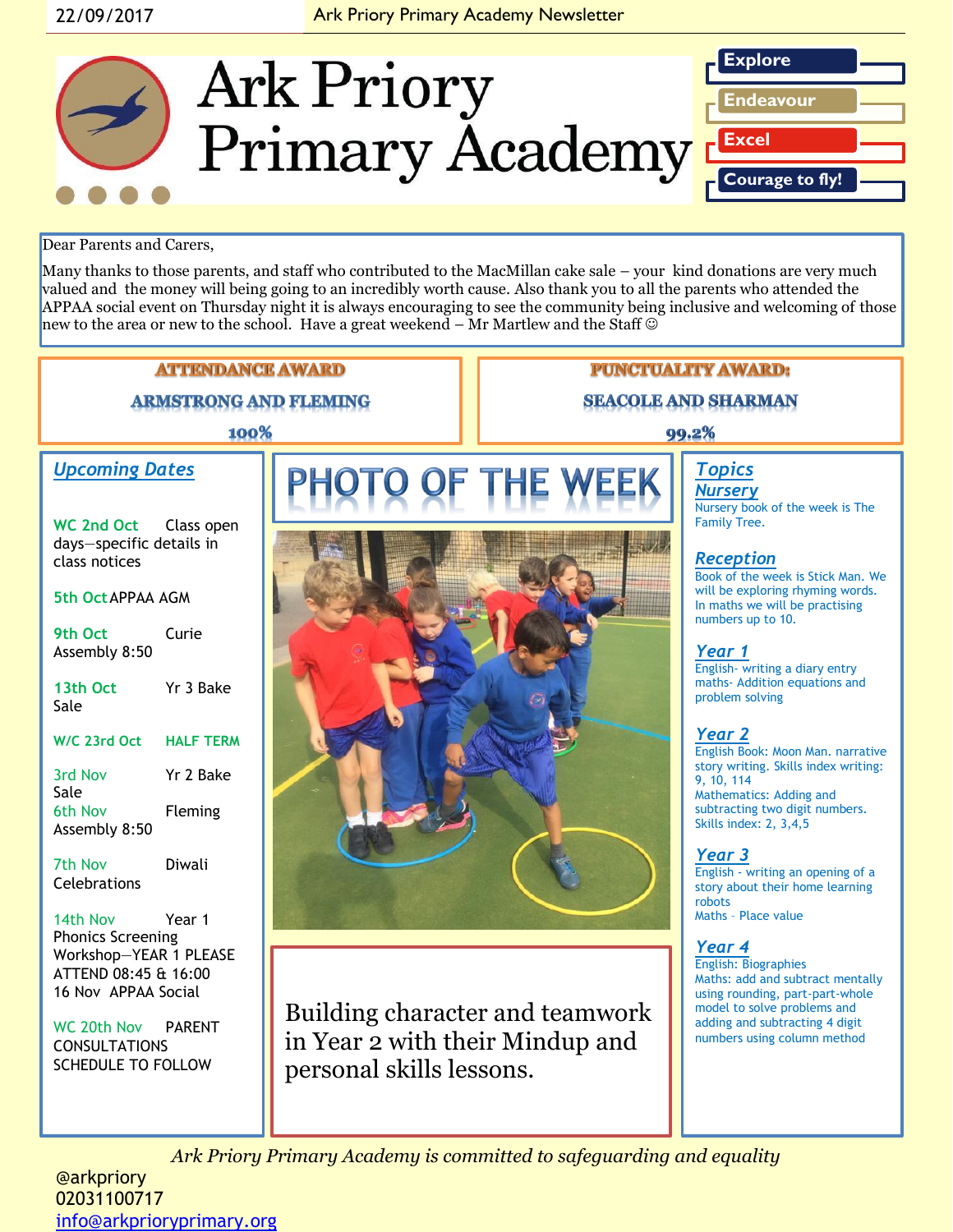22/09/2017 Ark Priory Primary Academy Newsletter

# Ark Priory Primary Academy

**Explore**
**Endeavour**
**Excel**
**Courage to fly!**

Dear Parents and Carers,

Many thanks to those parents, and staff who contributed to the MacMillan cake sale – your kind donations are very much valued and the money will being going to an incredibly worth cause. Also thank you to all the parents who attended the APPAA social event on Thursday night it is always encouraging to see the community being inclusive and welcoming of those new to the area or new to the school. Have a great weekend – Mr Martlew and the Staff ☺

**ATTENDANCE AWARD**

**ARMSTRONG AND FLEMING**

**100%**

**PUNCTUALITY AWARD:**

**SEACOLE AND SHARMAN**

**99.2%**

## Upcoming Dates

**WC 2nd Oct** Class open days—specific details in class notices

**5th Oct** APPAA AGM

**9th Oct** Curie Assembly 8:50

**13th Oct** Yr 3 Bake Sale

**W/C 23rd Oct** HALF TERM

**3rd Nov** Yr 2 Bake Sale

**6th Nov** Fleming Assembly 8:50

**7th Nov** Diwali Celebrations

**14th Nov** Year 1 Phonics Screening Workshop—YEAR 1 PLEASE ATTEND 08:45 & 16:00

16 Nov APPAA Social

**WC 20th Nov** PARENT CONSULTATIONS SCHEDULE TO FOLLOW

## PHOTO OF THE WEEK

Building character and teamwork in Year 2 with their Mindup and personal skills lessons.

## Topics

### Nursery

Nursery book of the week is The Family Tree.

### Reception

Book of the week is Stick Man. We will be exploring rhyming words. In maths we will be practising numbers up to 10.

### Year 1

English- writing a diary entry
maths- Addition equations and problem solving

### Year 2

English Book: Moon Man. narrative story writing. Skills index writing: 9, 10, 114
Mathematics: Adding and subtracting two digit numbers. Skills index: 2, 3,4,5

### Year 3

English - writing an opening of a story about their home learning robots
Maths – Place value

### Year 4

English: Biographies
Maths: add and subtract mentally using rounding, part-part-whole model to solve problems and adding and subtracting 4 digit numbers using column method

*Ark Priory Primary Academy is committed to safeguarding and equality*

@arkpriory
02031100717
info@arkprioryprimary.org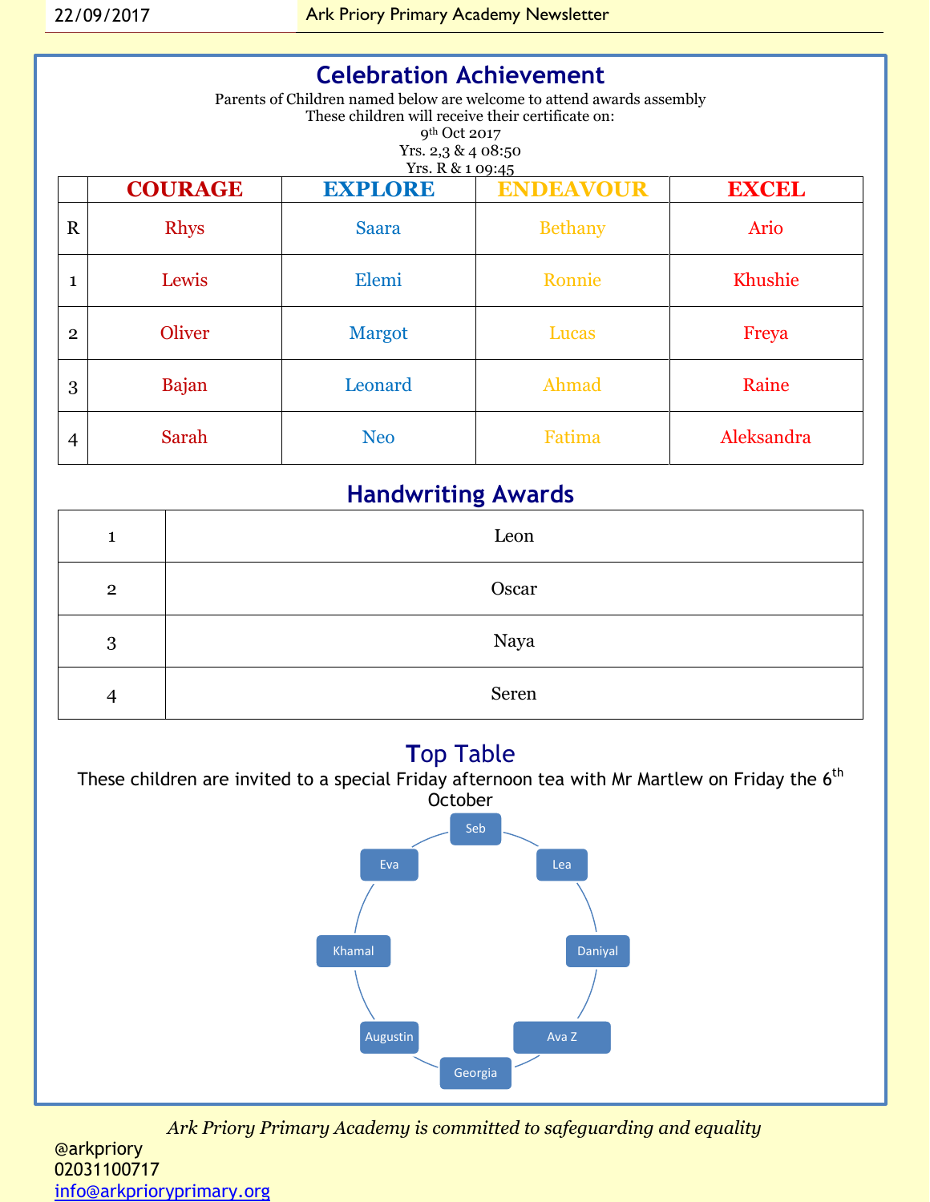## Celebration Achievement

Parents of Children named below are welcome to attend awards assembly
These children will receive their certificate on:
9th Oct 2017
Yrs. 2,3 & 4 08:50
Yrs. R & 1 09:45

| | COURAGE | EXPLORE | ENDEAVOUR | EXCEL |
|---|---|---|---|---|
| R | Rhys | Saara | Bethany | Ario |
| 1 | Lewis | Elemi | Ronnie | Khushie |
| 2 | Oliver | Margot | Lucas | Freya |
| 3 | Bajan | Leonard | Ahmad | Raine |
| 4 | Sarah | Neo | Fatima | Aleksandra |

## Handwriting Awards

| | |
|---|---|
| 1 | Leon |
| 2 | Oscar |
| 3 | Naya |
| 4 | Seren |

## Top Table

These children are invited to a special Friday afternoon tea with Mr Martlew on Friday the 6th October

- Seb
- Lea
- Daniyal
- Ava Z
- Georgia
- Augustin
- Khamal
- Eva

*Ark Priory Primary Academy is committed to safeguarding and equality*

@arkpriory
02031100717
info@arkprioryprimary.org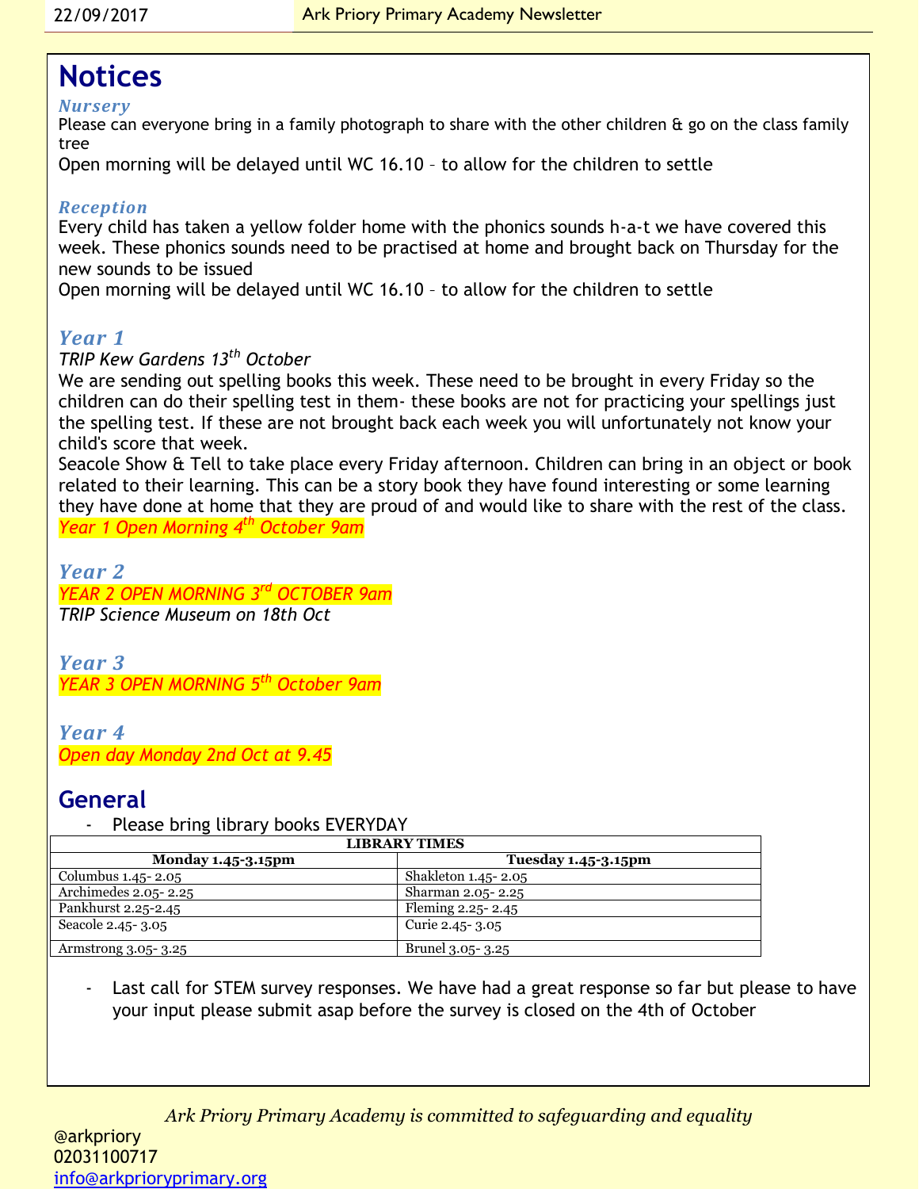# Notices

### *Nursery*

Please can everyone bring in a family photograph to share with the other children & go on the class family tree

Open morning will be delayed until WC 16.10 – to allow for the children to settle

### *Reception*

Every child has taken a yellow folder home with the phonics sounds h-a-t we have covered this week. These phonics sounds need to be practised at home and brought back on Thursday for the new sounds to be issued

Open morning will be delayed until WC 16.10 – to allow for the children to settle

### *Year 1*

*TRIP Kew Gardens 13th October*

We are sending out spelling books this week. These need to be brought in every Friday so the children can do their spelling test in them- these books are not for practicing your spellings just the spelling test. If these are not brought back each week you will unfortunately not know your child's score that week.

Seacole Show & Tell to take place every Friday afternoon. Children can bring in an object or book related to their learning. This can be a story book they have found interesting or some learning they have done at home that they are proud of and would like to share with the rest of the class.

*Year 1 Open Morning 4th October 9am*

### *Year 2*

*YEAR 2 OPEN MORNING 3rd OCTOBER 9am*

*TRIP Science Museum on 18th Oct*

### *Year 3*

*YEAR 3 OPEN MORNING 5th October 9am*

### *Year 4*

*Open day Monday 2nd Oct at 9.45*

## General

- Please bring library books EVERYDAY

| LIBRARY TIMES | |
|---|---|
| **Monday 1.45-3.15pm** | **Tuesday 1.45-3.15pm** |
| Columbus 1.45- 2.05 | Shakleton 1.45- 2.05 |
| Archimedes 2.05- 2.25 | Sharman 2.05- 2.25 |
| Pankhurst 2.25-2.45 | Fleming 2.25- 2.45 |
| Seacole 2.45- 3.05 | Curie 2.45- 3.05 |
| Armstrong 3.05- 3.25 | Brunel 3.05- 3.25 |

- Last call for STEM survey responses. We have had a great response so far but please to have your input please submit asap before the survey is closed on the 4th of October

*Ark Priory Primary Academy is committed to safeguarding and equality*

@arkpriory
02031100717
info@arkprioryprimary.org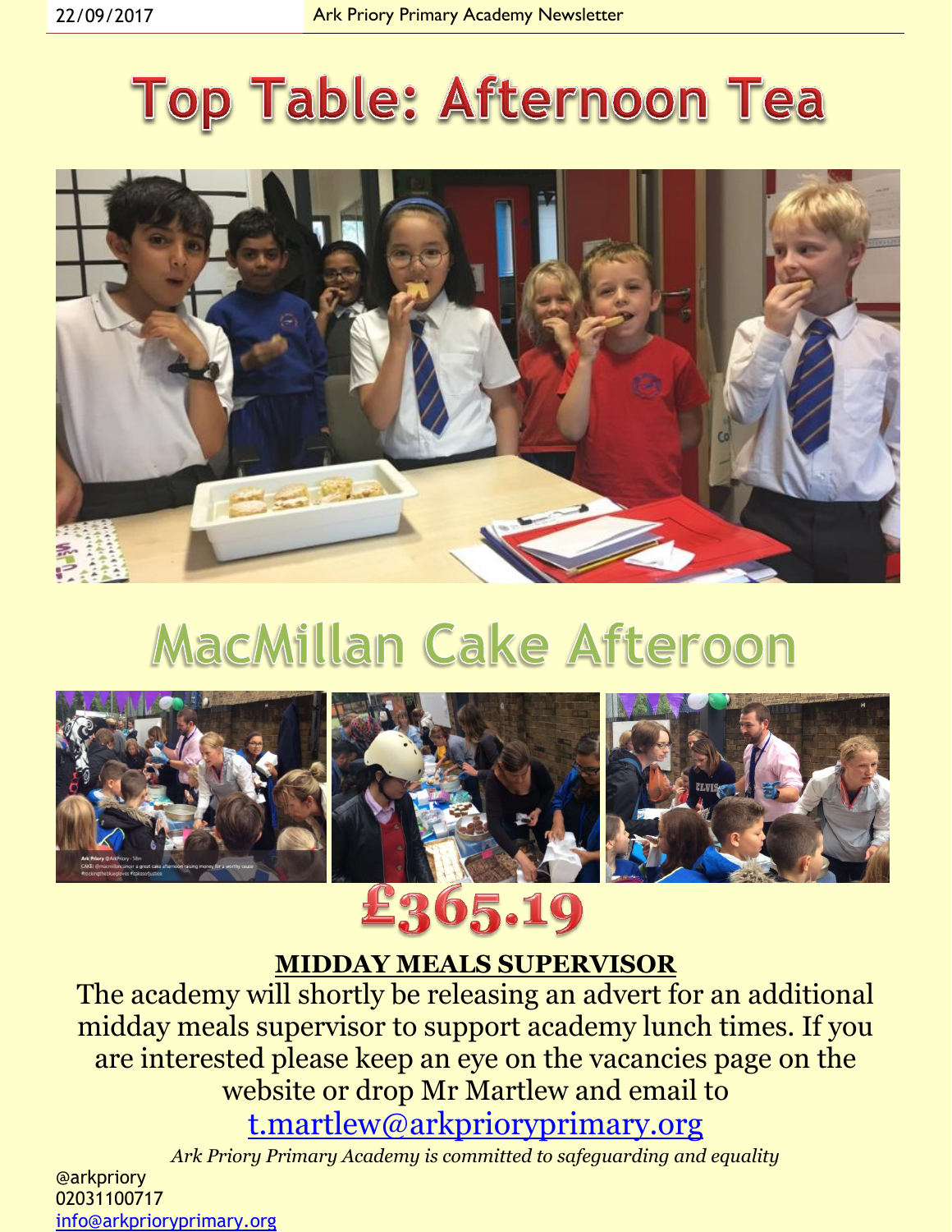# Top Table: Afternoon Tea

# MacMillan Cake Afteroon

# £365.19

**MIDDAY MEALS SUPERVISOR**

The academy will shortly be releasing an advert for an additional midday meals supervisor to support academy lunch times. If you are interested please keep an eye on the vacancies page on the website or drop Mr Martlew and email to

t.martlew@arkprioryprimary.org

*Ark Priory Primary Academy is committed to safeguarding and equality*

@arkpriory
02031100717
info@arkprioryprimary.org